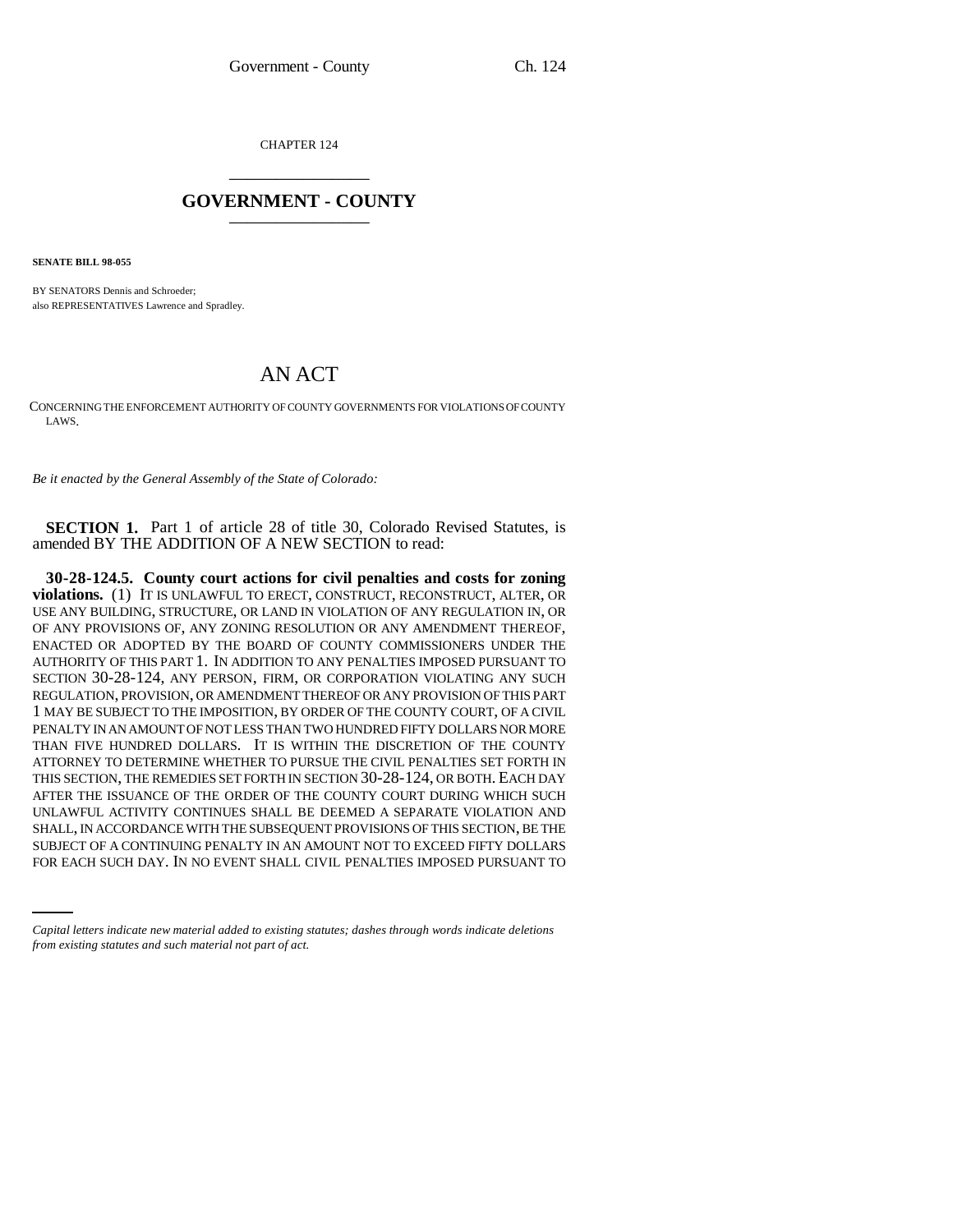CHAPTER 124

# GOVERNMENT - COUNTY

**SENATE BILL 98-055**

BY SENATORS Dennis and Schroeder;
also REPRESENTATIVES Lawrence and Spradley.

# AN ACT

CONCERNING THE ENFORCEMENT AUTHORITY OF COUNTY GOVERNMENTS FOR VIOLATIONS OF COUNTY LAWS.

*Be it enacted by the General Assembly of the State of Colorado:*

**SECTION 1.** Part 1 of article 28 of title 30, Colorado Revised Statutes, is amended BY THE ADDITION OF A NEW SECTION to read:

**30-28-124.5. County court actions for civil penalties and costs for zoning violations.** (1) IT IS UNLAWFUL TO ERECT, CONSTRUCT, RECONSTRUCT, ALTER, OR USE ANY BUILDING, STRUCTURE, OR LAND IN VIOLATION OF ANY REGULATION IN, OR OF ANY PROVISIONS OF, ANY ZONING RESOLUTION OR ANY AMENDMENT THEREOF, ENACTED OR ADOPTED BY THE BOARD OF COUNTY COMMISSIONERS UNDER THE AUTHORITY OF THIS PART 1. IN ADDITION TO ANY PENALTIES IMPOSED PURSUANT TO SECTION 30-28-124, ANY PERSON, FIRM, OR CORPORATION VIOLATING ANY SUCH REGULATION, PROVISION, OR AMENDMENT THEREOF OR ANY PROVISION OF THIS PART 1 MAY BE SUBJECT TO THE IMPOSITION, BY ORDER OF THE COUNTY COURT, OF A CIVIL PENALTY IN AN AMOUNT OF NOT LESS THAN TWO HUNDRED FIFTY DOLLARS NOR MORE THAN FIVE HUNDRED DOLLARS. IT IS WITHIN THE DISCRETION OF THE COUNTY ATTORNEY TO DETERMINE WHETHER TO PURSUE THE CIVIL PENALTIES SET FORTH IN THIS SECTION, THE REMEDIES SET FORTH IN SECTION 30-28-124, OR BOTH. EACH DAY AFTER THE ISSUANCE OF THE ORDER OF THE COUNTY COURT DURING WHICH SUCH UNLAWFUL ACTIVITY CONTINUES SHALL BE DEEMED A SEPARATE VIOLATION AND SHALL, IN ACCORDANCE WITH THE SUBSEQUENT PROVISIONS OF THIS SECTION, BE THE SUBJECT OF A CONTINUING PENALTY IN AN AMOUNT NOT TO EXCEED FIFTY DOLLARS FOR EACH SUCH DAY. IN NO EVENT SHALL CIVIL PENALTIES IMPOSED PURSUANT TO

*Capital letters indicate new material added to existing statutes; dashes through words indicate deletions from existing statutes and such material not part of act.*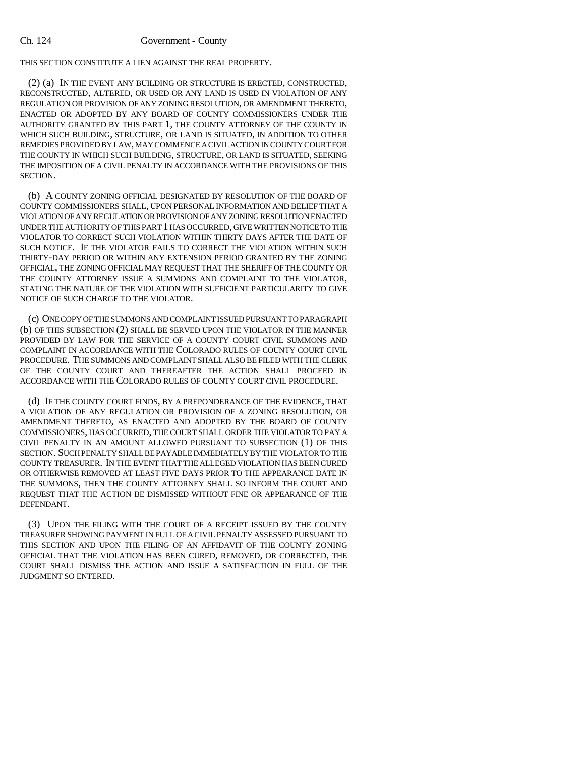THIS SECTION CONSTITUTE A LIEN AGAINST THE REAL PROPERTY.

(2) (a) IN THE EVENT ANY BUILDING OR STRUCTURE IS ERECTED, CONSTRUCTED, RECONSTRUCTED, ALTERED, OR USED OR ANY LAND IS USED IN VIOLATION OF ANY REGULATION OR PROVISION OF ANY ZONING RESOLUTION, OR AMENDMENT THERETO, ENACTED OR ADOPTED BY ANY BOARD OF COUNTY COMMISSIONERS UNDER THE AUTHORITY GRANTED BY THIS PART 1, THE COUNTY ATTORNEY OF THE COUNTY IN WHICH SUCH BUILDING, STRUCTURE, OR LAND IS SITUATED, IN ADDITION TO OTHER REMEDIES PROVIDED BY LAW, MAY COMMENCE A CIVIL ACTION IN COUNTY COURT FOR THE COUNTY IN WHICH SUCH BUILDING, STRUCTURE, OR LAND IS SITUATED, SEEKING THE IMPOSITION OF A CIVIL PENALTY IN ACCORDANCE WITH THE PROVISIONS OF THIS SECTION.

(b) A COUNTY ZONING OFFICIAL DESIGNATED BY RESOLUTION OF THE BOARD OF COUNTY COMMISSIONERS SHALL, UPON PERSONAL INFORMATION AND BELIEF THAT A VIOLATION OF ANY REGULATION OR PROVISION OF ANY ZONING RESOLUTION ENACTED UNDER THE AUTHORITY OF THIS PART 1 HAS OCCURRED, GIVE WRITTEN NOTICE TO THE VIOLATOR TO CORRECT SUCH VIOLATION WITHIN THIRTY DAYS AFTER THE DATE OF SUCH NOTICE. IF THE VIOLATOR FAILS TO CORRECT THE VIOLATION WITHIN SUCH THIRTY-DAY PERIOD OR WITHIN ANY EXTENSION PERIOD GRANTED BY THE ZONING OFFICIAL, THE ZONING OFFICIAL MAY REQUEST THAT THE SHERIFF OF THE COUNTY OR THE COUNTY ATTORNEY ISSUE A SUMMONS AND COMPLAINT TO THE VIOLATOR, STATING THE NATURE OF THE VIOLATION WITH SUFFICIENT PARTICULARITY TO GIVE NOTICE OF SUCH CHARGE TO THE VIOLATOR.

(c) ONE COPY OF THE SUMMONS AND COMPLAINT ISSUED PURSUANT TO PARAGRAPH (b) OF THIS SUBSECTION (2) SHALL BE SERVED UPON THE VIOLATOR IN THE MANNER PROVIDED BY LAW FOR THE SERVICE OF A COUNTY COURT CIVIL SUMMONS AND COMPLAINT IN ACCORDANCE WITH THE COLORADO RULES OF COUNTY COURT CIVIL PROCEDURE. THE SUMMONS AND COMPLAINT SHALL ALSO BE FILED WITH THE CLERK OF THE COUNTY COURT AND THEREAFTER THE ACTION SHALL PROCEED IN ACCORDANCE WITH THE COLORADO RULES OF COUNTY COURT CIVIL PROCEDURE.

(d) IF THE COUNTY COURT FINDS, BY A PREPONDERANCE OF THE EVIDENCE, THAT A VIOLATION OF ANY REGULATION OR PROVISION OF A ZONING RESOLUTION, OR AMENDMENT THERETO, AS ENACTED AND ADOPTED BY THE BOARD OF COUNTY COMMISSIONERS, HAS OCCURRED, THE COURT SHALL ORDER THE VIOLATOR TO PAY A CIVIL PENALTY IN AN AMOUNT ALLOWED PURSUANT TO SUBSECTION (1) OF THIS SECTION. SUCH PENALTY SHALL BE PAYABLE IMMEDIATELY BY THE VIOLATOR TO THE COUNTY TREASURER. IN THE EVENT THAT THE ALLEGED VIOLATION HAS BEEN CURED OR OTHERWISE REMOVED AT LEAST FIVE DAYS PRIOR TO THE APPEARANCE DATE IN THE SUMMONS, THEN THE COUNTY ATTORNEY SHALL SO INFORM THE COURT AND REQUEST THAT THE ACTION BE DISMISSED WITHOUT FINE OR APPEARANCE OF THE DEFENDANT.

(3) UPON THE FILING WITH THE COURT OF A RECEIPT ISSUED BY THE COUNTY TREASURER SHOWING PAYMENT IN FULL OF A CIVIL PENALTY ASSESSED PURSUANT TO THIS SECTION AND UPON THE FILING OF AN AFFIDAVIT OF THE COUNTY ZONING OFFICIAL THAT THE VIOLATION HAS BEEN CURED, REMOVED, OR CORRECTED, THE COURT SHALL DISMISS THE ACTION AND ISSUE A SATISFACTION IN FULL OF THE JUDGMENT SO ENTERED.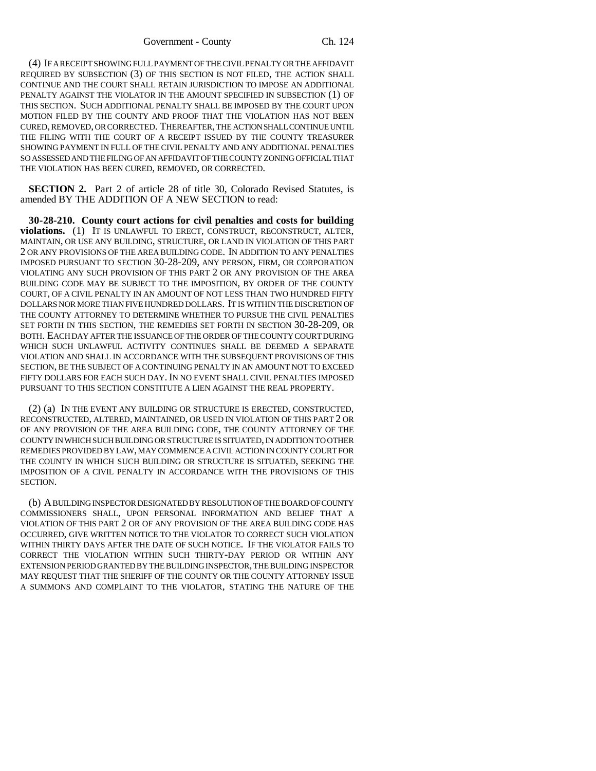(4) IF A RECEIPT SHOWING FULL PAYMENT OF THE CIVIL PENALTY OR THE AFFIDAVIT REQUIRED BY SUBSECTION (3) OF THIS SECTION IS NOT FILED, THE ACTION SHALL CONTINUE AND THE COURT SHALL RETAIN JURISDICTION TO IMPOSE AN ADDITIONAL PENALTY AGAINST THE VIOLATOR IN THE AMOUNT SPECIFIED IN SUBSECTION (1) OF THIS SECTION. SUCH ADDITIONAL PENALTY SHALL BE IMPOSED BY THE COURT UPON MOTION FILED BY THE COUNTY AND PROOF THAT THE VIOLATION HAS NOT BEEN CURED, REMOVED, OR CORRECTED. THEREAFTER, THE ACTION SHALL CONTINUE UNTIL THE FILING WITH THE COURT OF A RECEIPT ISSUED BY THE COUNTY TREASURER SHOWING PAYMENT IN FULL OF THE CIVIL PENALTY AND ANY ADDITIONAL PENALTIES SO ASSESSED AND THE FILING OF AN AFFIDAVIT OF THE COUNTY ZONING OFFICIAL THAT THE VIOLATION HAS BEEN CURED, REMOVED, OR CORRECTED.

**SECTION 2.** Part 2 of article 28 of title 30, Colorado Revised Statutes, is amended BY THE ADDITION OF A NEW SECTION to read:

**30-28-210. County court actions for civil penalties and costs for building violations.** (1) IT IS UNLAWFUL TO ERECT, CONSTRUCT, RECONSTRUCT, ALTER, MAINTAIN, OR USE ANY BUILDING, STRUCTURE, OR LAND IN VIOLATION OF THIS PART 2 OR ANY PROVISIONS OF THE AREA BUILDING CODE. IN ADDITION TO ANY PENALTIES IMPOSED PURSUANT TO SECTION 30-28-209, ANY PERSON, FIRM, OR CORPORATION VIOLATING ANY SUCH PROVISION OF THIS PART 2 OR ANY PROVISION OF THE AREA BUILDING CODE MAY BE SUBJECT TO THE IMPOSITION, BY ORDER OF THE COUNTY COURT, OF A CIVIL PENALTY IN AN AMOUNT OF NOT LESS THAN TWO HUNDRED FIFTY DOLLARS NOR MORE THAN FIVE HUNDRED DOLLARS. IT IS WITHIN THE DISCRETION OF THE COUNTY ATTORNEY TO DETERMINE WHETHER TO PURSUE THE CIVIL PENALTIES SET FORTH IN THIS SECTION, THE REMEDIES SET FORTH IN SECTION 30-28-209, OR BOTH. EACH DAY AFTER THE ISSUANCE OF THE ORDER OF THE COUNTY COURT DURING WHICH SUCH UNLAWFUL ACTIVITY CONTINUES SHALL BE DEEMED A SEPARATE VIOLATION AND SHALL IN ACCORDANCE WITH THE SUBSEQUENT PROVISIONS OF THIS SECTION, BE THE SUBJECT OF A CONTINUING PENALTY IN AN AMOUNT NOT TO EXCEED FIFTY DOLLARS FOR EACH SUCH DAY. IN NO EVENT SHALL CIVIL PENALTIES IMPOSED PURSUANT TO THIS SECTION CONSTITUTE A LIEN AGAINST THE REAL PROPERTY.

(2) (a) IN THE EVENT ANY BUILDING OR STRUCTURE IS ERECTED, CONSTRUCTED, RECONSTRUCTED, ALTERED, MAINTAINED, OR USED IN VIOLATION OF THIS PART 2 OR OF ANY PROVISION OF THE AREA BUILDING CODE, THE COUNTY ATTORNEY OF THE COUNTY IN WHICH SUCH BUILDING OR STRUCTURE IS SITUATED, IN ADDITION TO OTHER REMEDIES PROVIDED BY LAW, MAY COMMENCE A CIVIL ACTION IN COUNTY COURT FOR THE COUNTY IN WHICH SUCH BUILDING OR STRUCTURE IS SITUATED, SEEKING THE IMPOSITION OF A CIVIL PENALTY IN ACCORDANCE WITH THE PROVISIONS OF THIS SECTION.

(b) A BUILDING INSPECTOR DESIGNATED BY RESOLUTION OF THE BOARD OF COUNTY COMMISSIONERS SHALL, UPON PERSONAL INFORMATION AND BELIEF THAT A VIOLATION OF THIS PART 2 OR OF ANY PROVISION OF THE AREA BUILDING CODE HAS OCCURRED, GIVE WRITTEN NOTICE TO THE VIOLATOR TO CORRECT SUCH VIOLATION WITHIN THIRTY DAYS AFTER THE DATE OF SUCH NOTICE. IF THE VIOLATOR FAILS TO CORRECT THE VIOLATION WITHIN SUCH THIRTY-DAY PERIOD OR WITHIN ANY EXTENSION PERIOD GRANTED BY THE BUILDING INSPECTOR, THE BUILDING INSPECTOR MAY REQUEST THAT THE SHERIFF OF THE COUNTY OR THE COUNTY ATTORNEY ISSUE A SUMMONS AND COMPLAINT TO THE VIOLATOR, STATING THE NATURE OF THE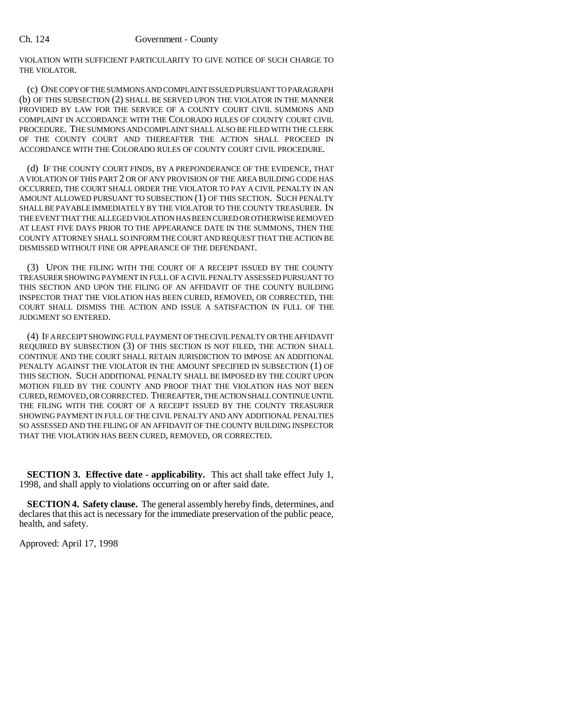VIOLATION WITH SUFFICIENT PARTICULARITY TO GIVE NOTICE OF SUCH CHARGE TO THE VIOLATOR.

(c) ONE COPY OF THE SUMMONS AND COMPLAINT ISSUED PURSUANT TO PARAGRAPH (b) OF THIS SUBSECTION (2) SHALL BE SERVED UPON THE VIOLATOR IN THE MANNER PROVIDED BY LAW FOR THE SERVICE OF A COUNTY COURT CIVIL SUMMONS AND COMPLAINT IN ACCORDANCE WITH THE COLORADO RULES OF COUNTY COURT CIVIL PROCEDURE. THE SUMMONS AND COMPLAINT SHALL ALSO BE FILED WITH THE CLERK OF THE COUNTY COURT AND THEREAFTER THE ACTION SHALL PROCEED IN ACCORDANCE WITH THE COLORADO RULES OF COUNTY COURT CIVIL PROCEDURE.

(d) IF THE COUNTY COURT FINDS, BY A PREPONDERANCE OF THE EVIDENCE, THAT A VIOLATION OF THIS PART 2 OR OF ANY PROVISION OF THE AREA BUILDING CODE HAS OCCURRED, THE COURT SHALL ORDER THE VIOLATOR TO PAY A CIVIL PENALTY IN AN AMOUNT ALLOWED PURSUANT TO SUBSECTION (1) OF THIS SECTION. SUCH PENALTY SHALL BE PAYABLE IMMEDIATELY BY THE VIOLATOR TO THE COUNTY TREASURER. IN THE EVENT THAT THE ALLEGED VIOLATION HAS BEEN CURED OR OTHERWISE REMOVED AT LEAST FIVE DAYS PRIOR TO THE APPEARANCE DATE IN THE SUMMONS, THEN THE COUNTY ATTORNEY SHALL SO INFORM THE COURT AND REQUEST THAT THE ACTION BE DISMISSED WITHOUT FINE OR APPEARANCE OF THE DEFENDANT.

(3) UPON THE FILING WITH THE COURT OF A RECEIPT ISSUED BY THE COUNTY TREASURER SHOWING PAYMENT IN FULL OF A CIVIL PENALTY ASSESSED PURSUANT TO THIS SECTION AND UPON THE FILING OF AN AFFIDAVIT OF THE COUNTY BUILDING INSPECTOR THAT THE VIOLATION HAS BEEN CURED, REMOVED, OR CORRECTED, THE COURT SHALL DISMISS THE ACTION AND ISSUE A SATISFACTION IN FULL OF THE JUDGMENT SO ENTERED.

(4) IF A RECEIPT SHOWING FULL PAYMENT OF THE CIVIL PENALTY OR THE AFFIDAVIT REQUIRED BY SUBSECTION (3) OF THIS SECTION IS NOT FILED, THE ACTION SHALL CONTINUE AND THE COURT SHALL RETAIN JURISDICTION TO IMPOSE AN ADDITIONAL PENALTY AGAINST THE VIOLATOR IN THE AMOUNT SPECIFIED IN SUBSECTION (1) OF THIS SECTION. SUCH ADDITIONAL PENALTY SHALL BE IMPOSED BY THE COURT UPON MOTION FILED BY THE COUNTY AND PROOF THAT THE VIOLATION HAS NOT BEEN CURED, REMOVED, OR CORRECTED. THEREAFTER, THE ACTION SHALL CONTINUE UNTIL THE FILING WITH THE COURT OF A RECEIPT ISSUED BY THE COUNTY TREASURER SHOWING PAYMENT IN FULL OF THE CIVIL PENALTY AND ANY ADDITIONAL PENALTIES SO ASSESSED AND THE FILING OF AN AFFIDAVIT OF THE COUNTY BUILDING INSPECTOR THAT THE VIOLATION HAS BEEN CURED, REMOVED, OR CORRECTED.

**SECTION 3. Effective date - applicability.** This act shall take effect July 1, 1998, and shall apply to violations occurring on or after said date.

**SECTION 4. Safety clause.** The general assembly hereby finds, determines, and declares that this act is necessary for the immediate preservation of the public peace, health, and safety.

Approved: April 17, 1998